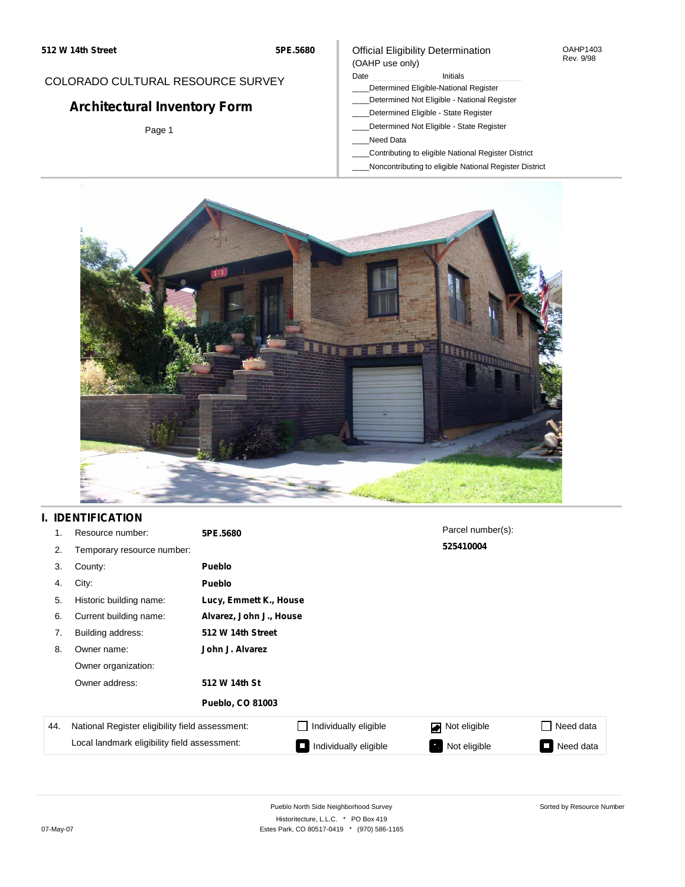512 W 14th Street 5PE.5680

COLORADO CULTURAL RESOURCE SURVEY

# Architectural Inventory Form

Official Eligibility Determination
(OAHP use only)

OAHP1403
Rev. 9/98

Date Initials

____Determined Eligible-National Register
____Determined Not Eligible - National Register
____Determined Eligible - State Register
____Determined Not Eligible - State Register
____Need Data
____Contributing to eligible National Register District
____Noncontributing to eligible National Register District

## I. IDENTIFICATION

1. Resource number: **5PE.5680**
2. Temporary resource number:
3. County: **Pueblo**
4. City: **Pueblo**
5. Historic building name: **Lucy, Emmett K., House**
6. Current building name: **Alvarez, John J., House**
7. Building address: **512 W 14th Street**
8. Owner name: **John J. Alvarez**

   Owner organization:

   Owner address: **512 W 14th St**

   **Pueblo, CO 81003**

Parcel number(s): **525410004**

| 44. | National Register eligibility field assessment: | ☐ Individually eligible | ☑ Not eligible | ☐ Need data |
|---|---|---|---|---|
| | Local landmark eligibility field assessment: | ■ Individually eligible | ■ Not eligible | ■ Need data |

Pueblo North Side Neighborhood Survey
Historitecture, L.L.C. * PO Box 419
Estes Park, CO 80517-0419 * (970) 586-1165

Sorted by Resource Number

07-May-07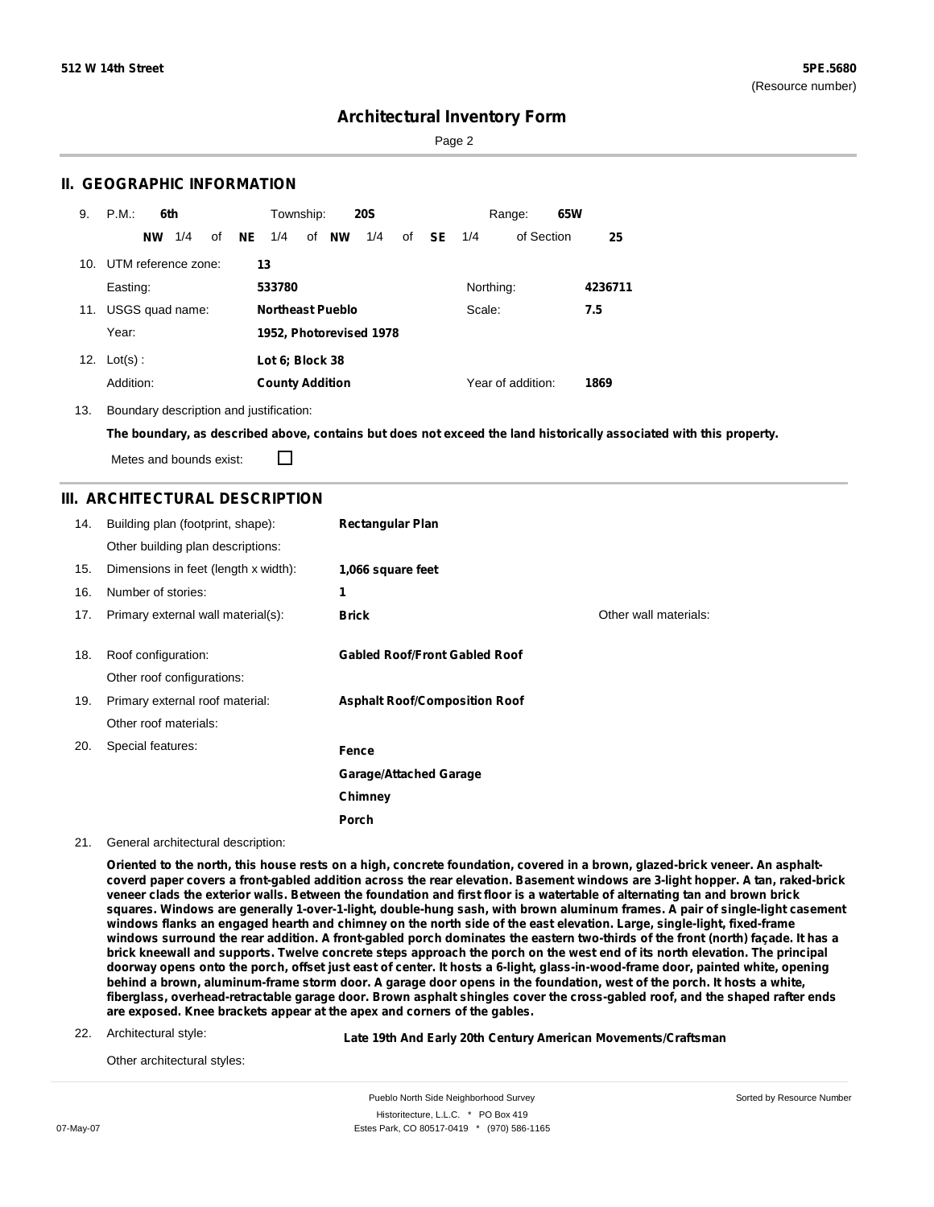# Architectural Inventory Form

## II. GEOGRAPHIC INFORMATION

9. P.M.: **6th** Township: **20S** Range: **65W**

**NW** 1/4 of **NE** 1/4 of **NW** 1/4 of **SE** 1/4 of Section **25**

10. UTM reference zone: **13**

Easting: **533780** Northing: **4236711**

11. USGS quad name: **Northeast Pueblo** Scale: **7.5**

Year: **1952, Photorevised 1978**

12. Lot(s) : **Lot 6; Block 38**

Addition: **County Addition** Year of addition: **1869**

13. Boundary description and justification:

**The boundary, as described above, contains but does not exceed the land historically associated with this property.**

Metes and bounds exist: ☐

## III. ARCHITECTURAL DESCRIPTION

14. Building plan (footprint, shape): **Rectangular Plan**

Other building plan descriptions:

15. Dimensions in feet (length x width): **1,066 square feet**

16. Number of stories: **1**

17. Primary external wall material(s): **Brick** Other wall materials:

18. Roof configuration: **Gabled Roof/Front Gabled Roof**

Other roof configurations:

19. Primary external roof material: **Asphalt Roof/Composition Roof**

Other roof materials:

20. Special features:

**Fence**

**Garage/Attached Garage**

**Chimney**

**Porch**

21. General architectural description:

**Oriented to the north, this house rests on a high, concrete foundation, covered in a brown, glazed-brick veneer. An asphalt-coverd paper covers a front-gabled addition across the rear elevation. Basement windows are 3-light hopper. A tan, raked-brick veneer clads the exterior walls. Between the foundation and first floor is a watertable of alternating tan and brown brick squares. Windows are generally 1-over-1-light, double-hung sash, with brown aluminum frames. A pair of single-light casement windows flanks an engaged hearth and chimney on the north side of the east elevation. Large, single-light, fixed-frame windows surround the rear addition. A front-gabled porch dominates the eastern two-thirds of the front (north) façade. It has a brick kneewall and supports. Twelve concrete steps approach the porch on the west end of its north elevation. The principal doorway opens onto the porch, offset just east of center. It hosts a 6-light, glass-in-wood-frame door, painted white, opening behind a brown, aluminum-frame storm door. A garage door opens in the foundation, west of the porch. It hosts a white, fiberglass, overhead-retractable garage door. Brown asphalt shingles cover the cross-gabled roof, and the shaped rafter ends are exposed. Knee brackets appear at the apex and corners of the gables.**

22. Architectural style: **Late 19th And Early 20th Century American Movements/Craftsman**

Other architectural styles: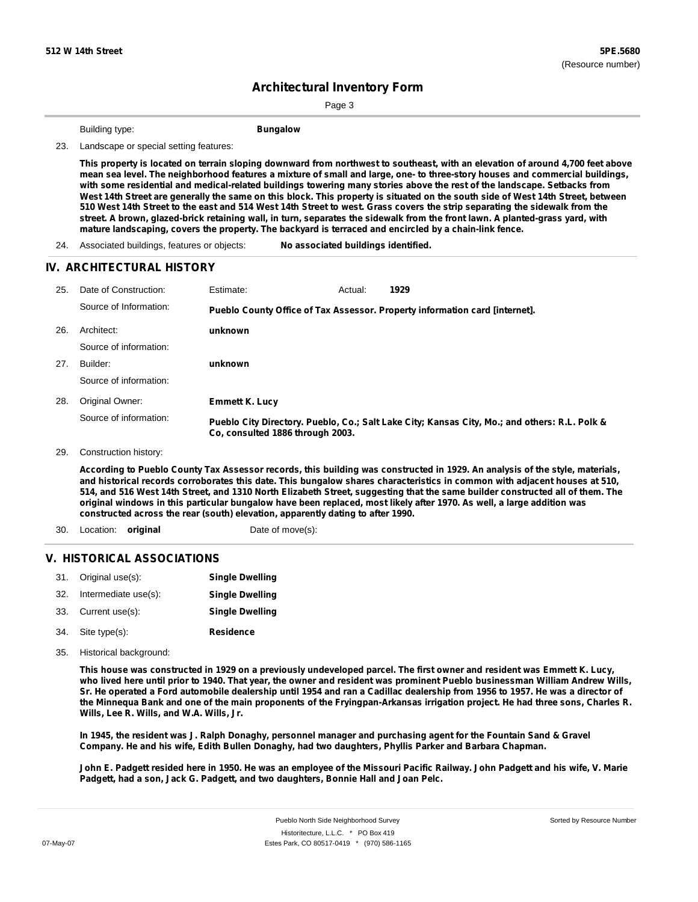Building type: **Bungalow**

23. Landscape or special setting features:

**This property is located on terrain sloping downward from northwest to southeast, with an elevation of around 4,700 feet above mean sea level. The neighborhood features a mixture of small and large, one- to three-story houses and commercial buildings, with some residential and medical-related buildings towering many stories above the rest of the landscape. Setbacks from West 14th Street are generally the same on this block. This property is situated on the south side of West 14th Street, between 510 West 14th Street to the east and 514 West 14th Street to west. Grass covers the strip separating the sidewalk from the street. A brown, glazed-brick retaining wall, in turn, separates the sidewalk from the front lawn. A planted-grass yard, with mature landscaping, covers the property. The backyard is terraced and encircled by a chain-link fence.**

24. Associated buildings, features or objects: **No associated buildings identified.**

## IV. ARCHITECTURAL HISTORY

25. Date of Construction: Estimate: Actual: **1929**

    Source of Information: **Pueblo County Office of Tax Assessor. Property information card [internet].**

26. Architect: **unknown**

    Source of information:

27. Builder: **unknown**

    Source of information:

28. Original Owner: **Emmett K. Lucy**

    Source of information: **Pueblo City Directory. Pueblo, Co.; Salt Lake City; Kansas City, Mo.; and others: R.L. Polk & Co, consulted 1886 through 2003.**

29. Construction history:

**According to Pueblo County Tax Assessor records, this building was constructed in 1929. An analysis of the style, materials, and historical records corroborates this date. This bungalow shares characteristics in common with adjacent houses at 510, 514, and 516 West 14th Street, and 1310 North Elizabeth Street, suggesting that the same builder constructed all of them. The original windows in this particular bungalow have been replaced, most likely after 1970. As well, a large addition was constructed across the rear (south) elevation, apparently dating to after 1990.**

30. Location: **original** Date of move(s):

## V. HISTORICAL ASSOCIATIONS

31. Original use(s): **Single Dwelling**
32. Intermediate use(s): **Single Dwelling**
33. Current use(s): **Single Dwelling**
34. Site type(s): **Residence**
35. Historical background:

**This house was constructed in 1929 on a previously undeveloped parcel. The first owner and resident was Emmett K. Lucy, who lived here until prior to 1940. That year, the owner and resident was prominent Pueblo businessman William Andrew Wills, Sr. He operated a Ford automobile dealership until 1954 and ran a Cadillac dealership from 1956 to 1957. He was a director of the Minnequa Bank and one of the main proponents of the Fryingpan-Arkansas irrigation project. He had three sons, Charles R. Wills, Lee R. Wills, and W.A. Wills, Jr.**

**In 1945, the resident was J. Ralph Donaghy, personnel manager and purchasing agent for the Fountain Sand & Gravel Company. He and his wife, Edith Bullen Donaghy, had two daughters, Phyllis Parker and Barbara Chapman.**

**John E. Padgett resided here in 1950. He was an employee of the Missouri Pacific Railway. John Padgett and his wife, V. Marie Padgett, had a son, Jack G. Padgett, and two daughters, Bonnie Hall and Joan Pelc.**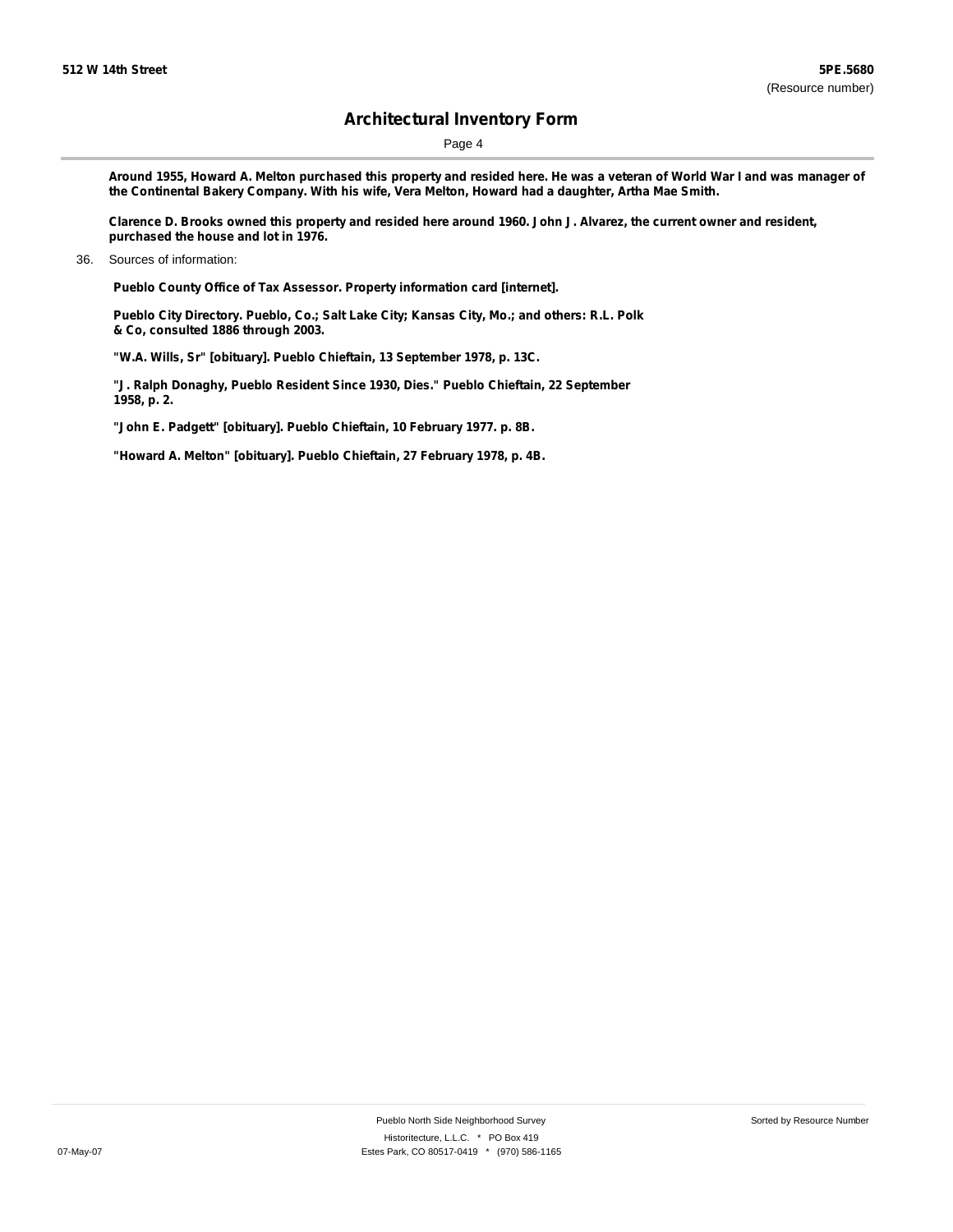**Around 1955, Howard A. Melton purchased this property and resided here. He was a veteran of World War I and was manager of the Continental Bakery Company. With his wife, Vera Melton, Howard had a daughter, Artha Mae Smith.**

**Clarence D. Brooks owned this property and resided here around 1960. John J. Alvarez, the current owner and resident, purchased the house and lot in 1976.**

36. Sources of information:

**Pueblo County Office of Tax Assessor. Property information card [internet].**

**Pueblo City Directory. Pueblo, Co.; Salt Lake City; Kansas City, Mo.; and others: R.L. Polk & Co, consulted 1886 through 2003.**

**"W.A. Wills, Sr" [obituary]. Pueblo Chieftain, 13 September 1978, p. 13C.**

**"J. Ralph Donaghy, Pueblo Resident Since 1930, Dies." Pueblo Chieftain, 22 September 1958, p. 2.**

**"John E. Padgett" [obituary]. Pueblo Chieftain, 10 February 1977. p. 8B.**

**"Howard A. Melton" [obituary]. Pueblo Chieftain, 27 February 1978, p. 4B.**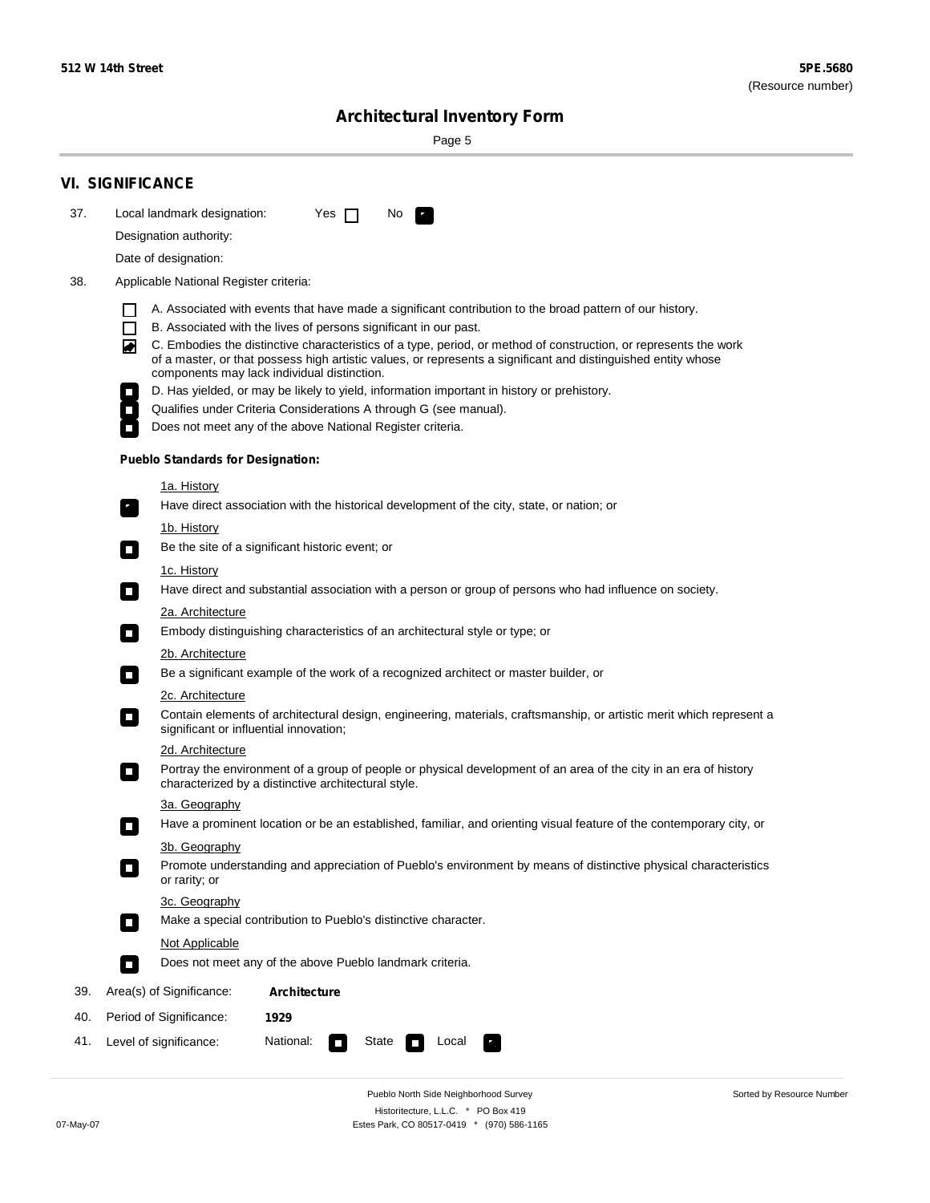## VI. SIGNIFICANCE

37. Local landmark designation: Yes ☐ No ☑

Designation authority:

Date of designation:

38. Applicable National Register criteria:

☐ A. Associated with events that have made a significant contribution to the broad pattern of our history.

☐ B. Associated with the lives of persons significant in our past.

☑ C. Embodies the distinctive characteristics of a type, period, or method of construction, or represents the work of a master, or that possess high artistic values, or represents a significant and distinguished entity whose components may lack individual distinction.

☐ D. Has yielded, or may be likely to yield, information important in history or prehistory.

☐ Qualifies under Criteria Considerations A through G (see manual).

☐ Does not meet any of the above National Register criteria.

**Pueblo Standards for Designation:**

1a. History

☑ Have direct association with the historical development of the city, state, or nation; or

1b. History

☐ Be the site of a significant historic event; or

1c. History

☐ Have direct and substantial association with a person or group of persons who had influence on society.

2a. Architecture

☐ Embody distinguishing characteristics of an architectural style or type; or

2b. Architecture

☐ Be a significant example of the work of a recognized architect or master builder, or

2c. Architecture

☐ Contain elements of architectural design, engineering, materials, craftsmanship, or artistic merit which represent a significant or influential innovation;

2d. Architecture

☐ Portray the environment of a group of people or physical development of an area of the city in an era of history characterized by a distinctive architectural style.

3a. Geography

☐ Have a prominent location or be an established, familiar, and orienting visual feature of the contemporary city, or

3b. Geography

☐ Promote understanding and appreciation of Pueblo's environment by means of distinctive physical characteristics or rarity; or

3c. Geography

☐ Make a special contribution to Pueblo's distinctive character.

Not Applicable

☐ Does not meet any of the above Pueblo landmark criteria.

39. Area(s) of Significance: **Architecture**

40. Period of Significance: **1929**

41. Level of significance: National: ☐ State ☐ Local ☑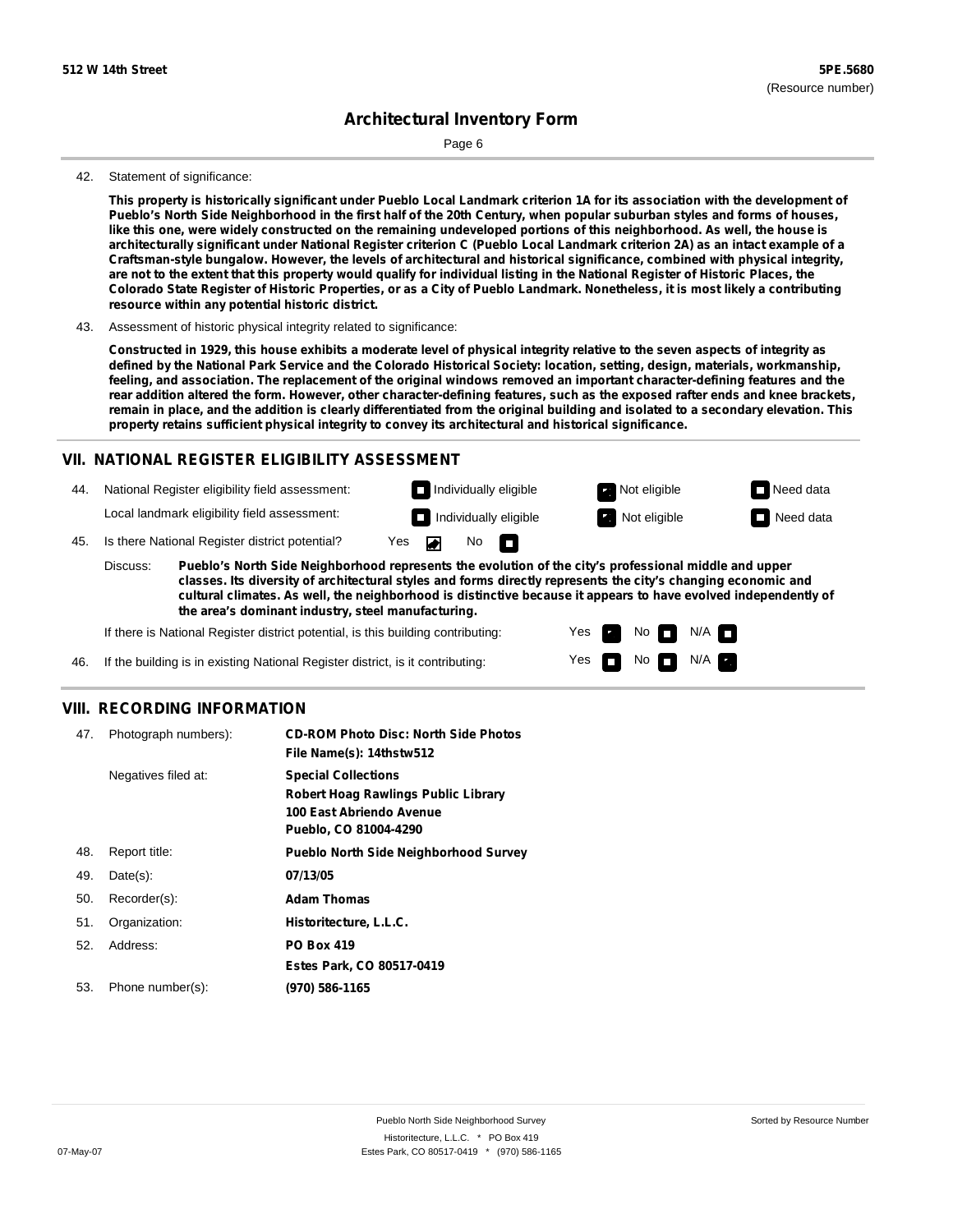42. Statement of significance:

**This property is historically significant under Pueblo Local Landmark criterion 1A for its association with the development of Pueblo's North Side Neighborhood in the first half of the 20th Century, when popular suburban styles and forms of houses, like this one, were widely constructed on the remaining undeveloped portions of this neighborhood. As well, the house is architecturally significant under National Register criterion C (Pueblo Local Landmark criterion 2A) as an intact example of a Craftsman-style bungalow. However, the levels of architectural and historical significance, combined with physical integrity, are not to the extent that this property would qualify for individual listing in the National Register of Historic Places, the Colorado State Register of Historic Properties, or as a City of Pueblo Landmark. Nonetheless, it is most likely a contributing resource within any potential historic district.**

43. Assessment of historic physical integrity related to significance:

**Constructed in 1929, this house exhibits a moderate level of physical integrity relative to the seven aspects of integrity as defined by the National Park Service and the Colorado Historical Society: location, setting, design, materials, workmanship, feeling, and association. The replacement of the original windows removed an important character-defining features and the rear addition altered the form. However, other character-defining features, such as the exposed rafter ends and knee brackets, remain in place, and the addition is clearly differentiated from the original building and isolated to a secondary elevation. This property retains sufficient physical integrity to convey its architectural and historical significance.**

## VII. NATIONAL REGISTER ELIGIBILITY ASSESSMENT

44. National Register eligibility field assessment: ☐ Individually eligible ☒ Not eligible ☐ Need data

Local landmark eligibility field assessment: ☐ Individually eligible ☒ Not eligible ☐ Need data

45. Is there National Register district potential? Yes ☒ No ☐

Discuss: **Pueblo's North Side Neighborhood represents the evolution of the city's professional middle and upper classes. Its diversity of architectural styles and forms directly represents the city's changing economic and cultural climates. As well, the neighborhood is distinctive because it appears to have evolved independently of the area's dominant industry, steel manufacturing.**

If there is National Register district potential, is this building contributing: Yes ☒ No ☐ N/A ☐

46. If the building is in existing National Register district, is it contributing: Yes ☐ No ☐ N/A ☒

## VIII. RECORDING INFORMATION

47. Photograph numbers): **CD-ROM Photo Disc: North Side Photos**
**File Name(s): 14thstw512**

Negatives filed at: **Special Collections**
**Robert Hoag Rawlings Public Library**
**100 East Abriendo Avenue**
**Pueblo, CO 81004-4290**

48. Report title: **Pueblo North Side Neighborhood Survey**

49. Date(s): **07/13/05**

50. Recorder(s): **Adam Thomas**

51. Organization: **Historitecture, L.L.C.**

52. Address: **PO Box 419**
**Estes Park, CO 80517-0419**

53. Phone number(s): **(970) 586-1165**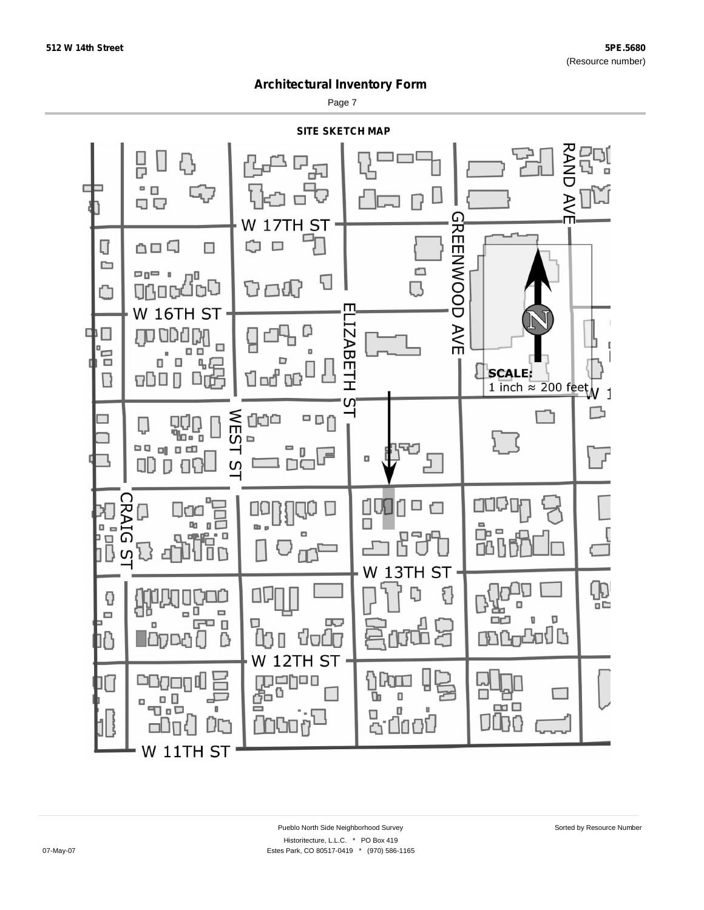## SITE SKETCH MAP

W 17TH ST

W 16TH ST

W 13TH ST

W 12TH ST

W 11TH ST

RAND AVE

GREENWOOD AVE

ELIZABETH ST

WEST ST

CRAIG ST

**SCALE:**
1 inch ≈ 200 feet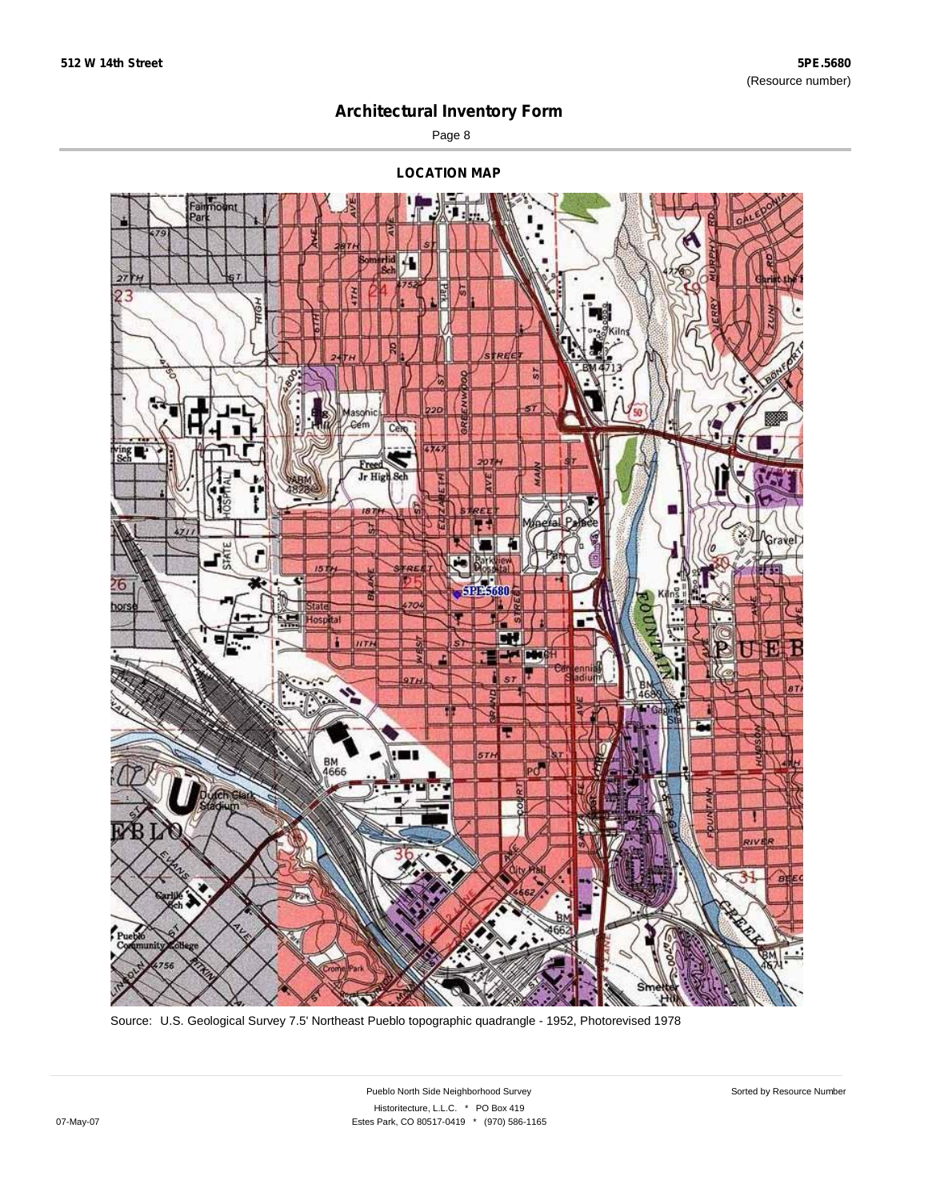# Architectural Inventory Form

## LOCATION MAP

Source: U.S. Geological Survey 7.5' Northeast Pueblo topographic quadrangle - 1952, Photorevised 1978